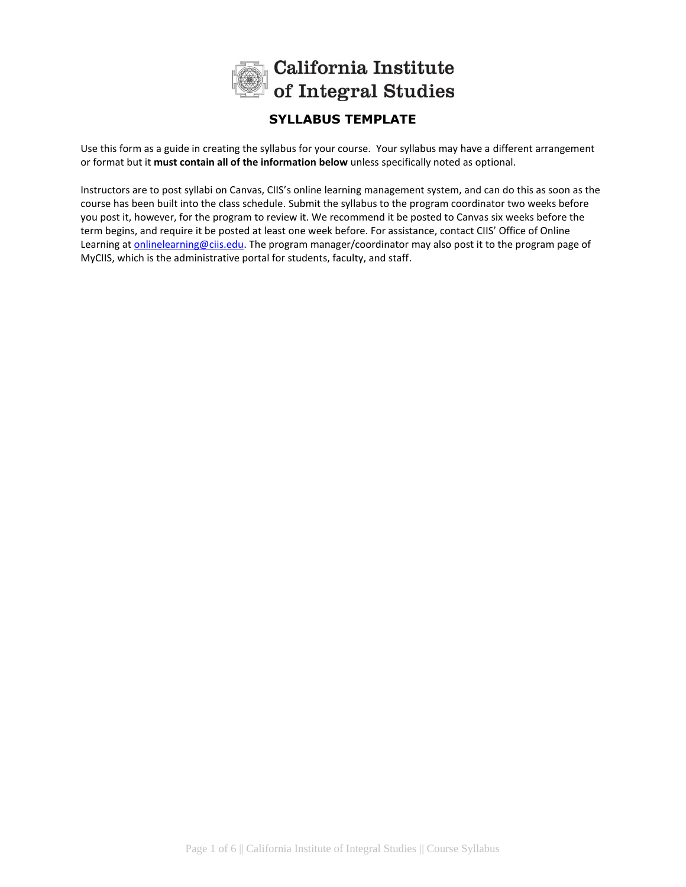# California Institute of Integral Studies

## SYLLABUS TEMPLATE

Use this form as a guide in creating the syllabus for your course. Your syllabus may have a different arrangement or format but it **must contain all of the information below** unless specifically noted as optional.

Instructors are to post syllabi on Canvas, CIIS's online learning management system, and can do this as soon as the course has been built into the class schedule. Submit the syllabus to the program coordinator two weeks before you post it, however, for the program to review it. We recommend it be posted to Canvas six weeks before the term begins, and require it be posted at least one week before. For assistance, contact CIIS' Office of Online Learning at onlinelearning@ciis.edu. The program manager/coordinator may also post it to the program page of MyCIIS, which is the administrative portal for students, faculty, and staff.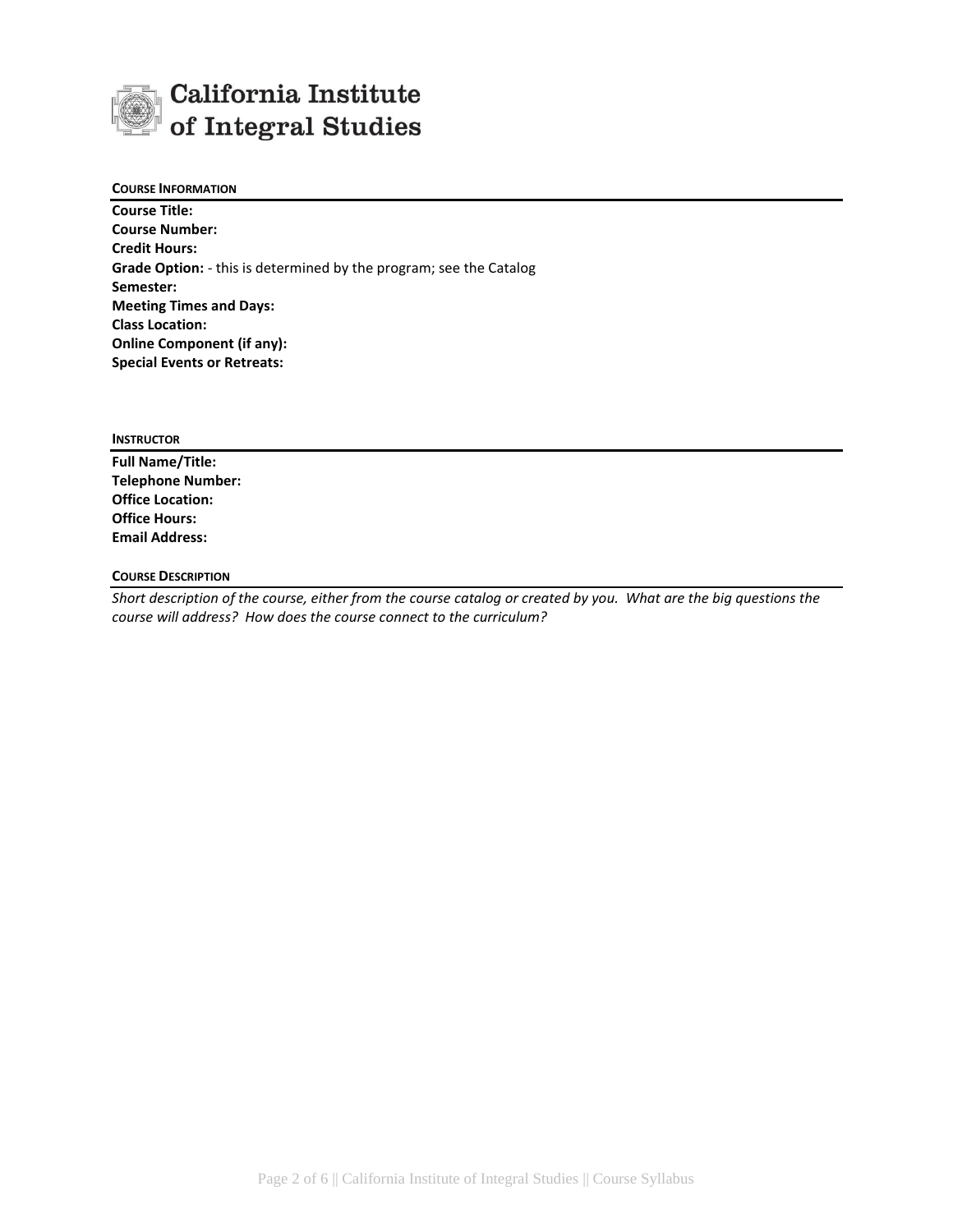California Institute of Integral Studies

## Course Information

**Course Title:**
**Course Number:**
**Credit Hours:**
**Grade Option:** - this is determined by the program; see the Catalog
**Semester:**
**Meeting Times and Days:**
**Class Location:**
**Online Component (if any):**
**Special Events or Retreats:**

## Instructor

**Full Name/Title:**
**Telephone Number:**
**Office Location:**
**Office Hours:**
**Email Address:**

## Course Description

*Short description of the course, either from the course catalog or created by you. What are the big questions the course will address? How does the course connect to the curriculum?*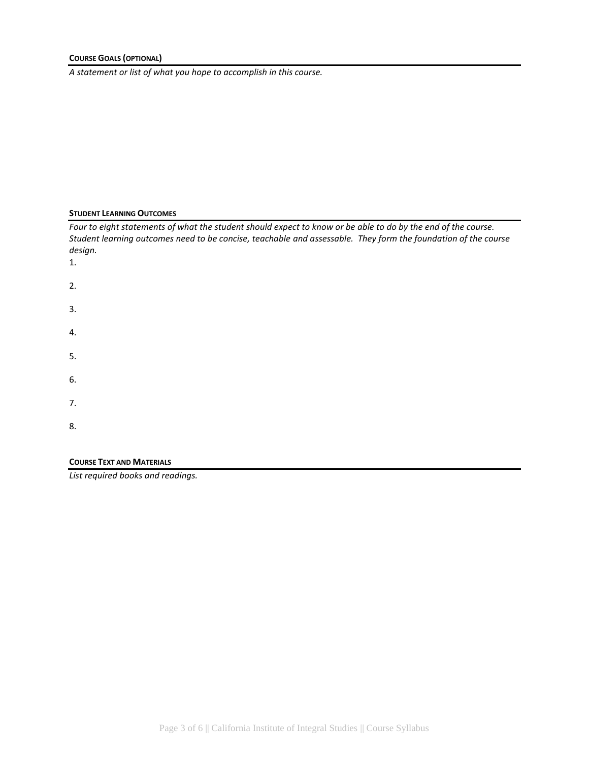**COURSE GOALS (OPTIONAL)**

*A statement or list of what you hope to accomplish in this course.*

**STUDENT LEARNING OUTCOMES**

*Four to eight statements of what the student should expect to know or be able to do by the end of the course. Student learning outcomes need to be concise, teachable and assessable. They form the foundation of the course design.*

1.

2.

3.

4.

5.

6.

7.

8.

**COURSE TEXT AND MATERIALS**

*List required books and readings.*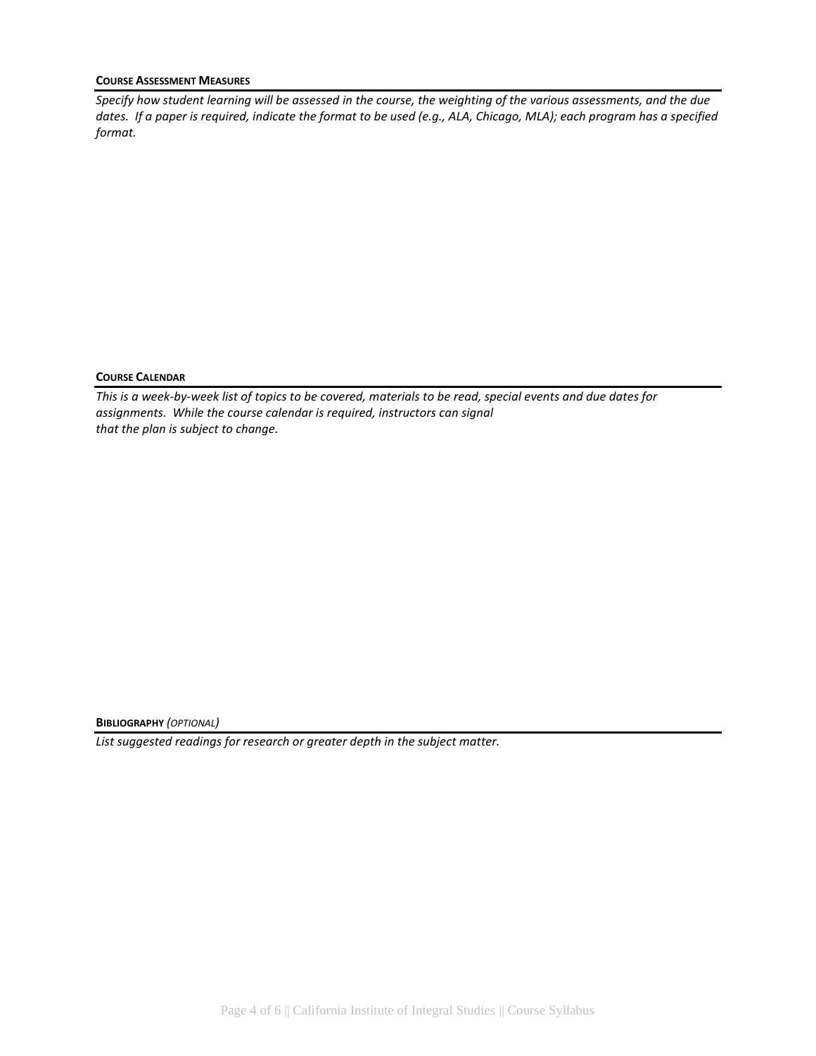## COURSE ASSESSMENT MEASURES

*Specify how student learning will be assessed in the course, the weighting of the various assessments, and the due dates. If a paper is required, indicate the format to be used (e.g., ALA, Chicago, MLA); each program has a specified format.*

## COURSE CALENDAR

*This is a week-by-week list of topics to be covered, materials to be read, special events and due dates for assignments. While the course calendar is required, instructors can signal that the plan is subject to change.*

## BIBLIOGRAPHY *(OPTIONAL)*

*List suggested readings for research or greater depth in the subject matter.*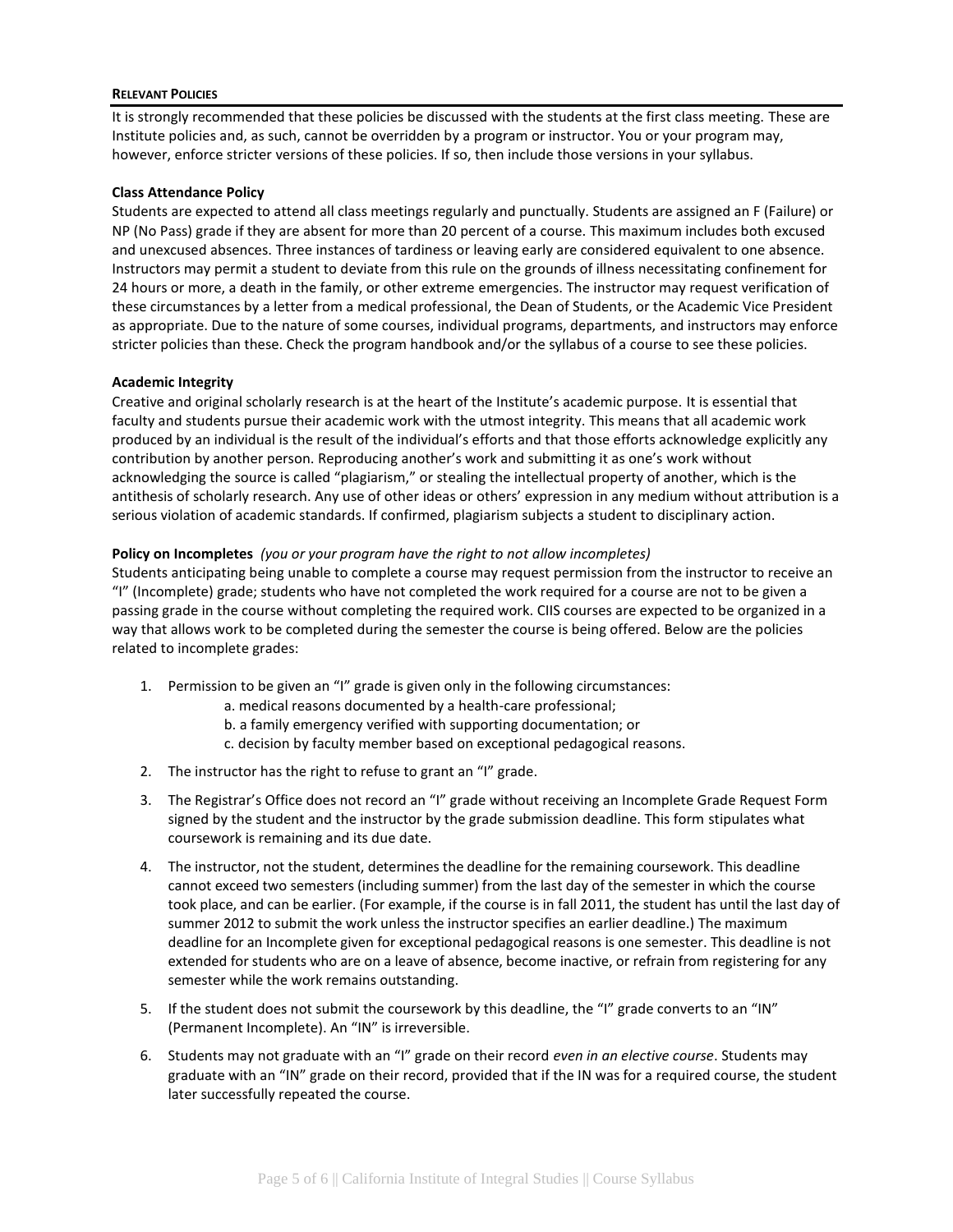## Relevant Policies

It is strongly recommended that these policies be discussed with the students at the first class meeting. These are Institute policies and, as such, cannot be overridden by a program or instructor. You or your program may, however, enforce stricter versions of these policies. If so, then include those versions in your syllabus.

**Class Attendance Policy**

Students are expected to attend all class meetings regularly and punctually. Students are assigned an F (Failure) or NP (No Pass) grade if they are absent for more than 20 percent of a course. This maximum includes both excused and unexcused absences. Three instances of tardiness or leaving early are considered equivalent to one absence. Instructors may permit a student to deviate from this rule on the grounds of illness necessitating confinement for 24 hours or more, a death in the family, or other extreme emergencies. The instructor may request verification of these circumstances by a letter from a medical professional, the Dean of Students, or the Academic Vice President as appropriate. Due to the nature of some courses, individual programs, departments, and instructors may enforce stricter policies than these. Check the program handbook and/or the syllabus of a course to see these policies.

**Academic Integrity**

Creative and original scholarly research is at the heart of the Institute's academic purpose. It is essential that faculty and students pursue their academic work with the utmost integrity. This means that all academic work produced by an individual is the result of the individual's efforts and that those efforts acknowledge explicitly any contribution by another person. Reproducing another's work and submitting it as one's work without acknowledging the source is called "plagiarism," or stealing the intellectual property of another, which is the antithesis of scholarly research. Any use of other ideas or others' expression in any medium without attribution is a serious violation of academic standards. If confirmed, plagiarism subjects a student to disciplinary action.

**Policy on Incompletes** *(you or your program have the right to not allow incompletes)*

Students anticipating being unable to complete a course may request permission from the instructor to receive an "I" (Incomplete) grade; students who have not completed the work required for a course are not to be given a passing grade in the course without completing the required work. CIIS courses are expected to be organized in a way that allows work to be completed during the semester the course is being offered. Below are the policies related to incomplete grades:

1. Permission to be given an "I" grade is given only in the following circumstances:
   a. medical reasons documented by a health-care professional;
   b. a family emergency verified with supporting documentation; or
   c. decision by faculty member based on exceptional pedagogical reasons.
2. The instructor has the right to refuse to grant an "I" grade.
3. The Registrar's Office does not record an "I" grade without receiving an Incomplete Grade Request Form signed by the student and the instructor by the grade submission deadline. This form stipulates what coursework is remaining and its due date.
4. The instructor, not the student, determines the deadline for the remaining coursework. This deadline cannot exceed two semesters (including summer) from the last day of the semester in which the course took place, and can be earlier. (For example, if the course is in fall 2011, the student has until the last day of summer 2012 to submit the work unless the instructor specifies an earlier deadline.) The maximum deadline for an Incomplete given for exceptional pedagogical reasons is one semester. This deadline is not extended for students who are on a leave of absence, become inactive, or refrain from registering for any semester while the work remains outstanding.
5. If the student does not submit the coursework by this deadline, the "I" grade converts to an "IN" (Permanent Incomplete). An "IN" is irreversible.
6. Students may not graduate with an "I" grade on their record *even in an elective course*. Students may graduate with an "IN" grade on their record, provided that if the IN was for a required course, the student later successfully repeated the course.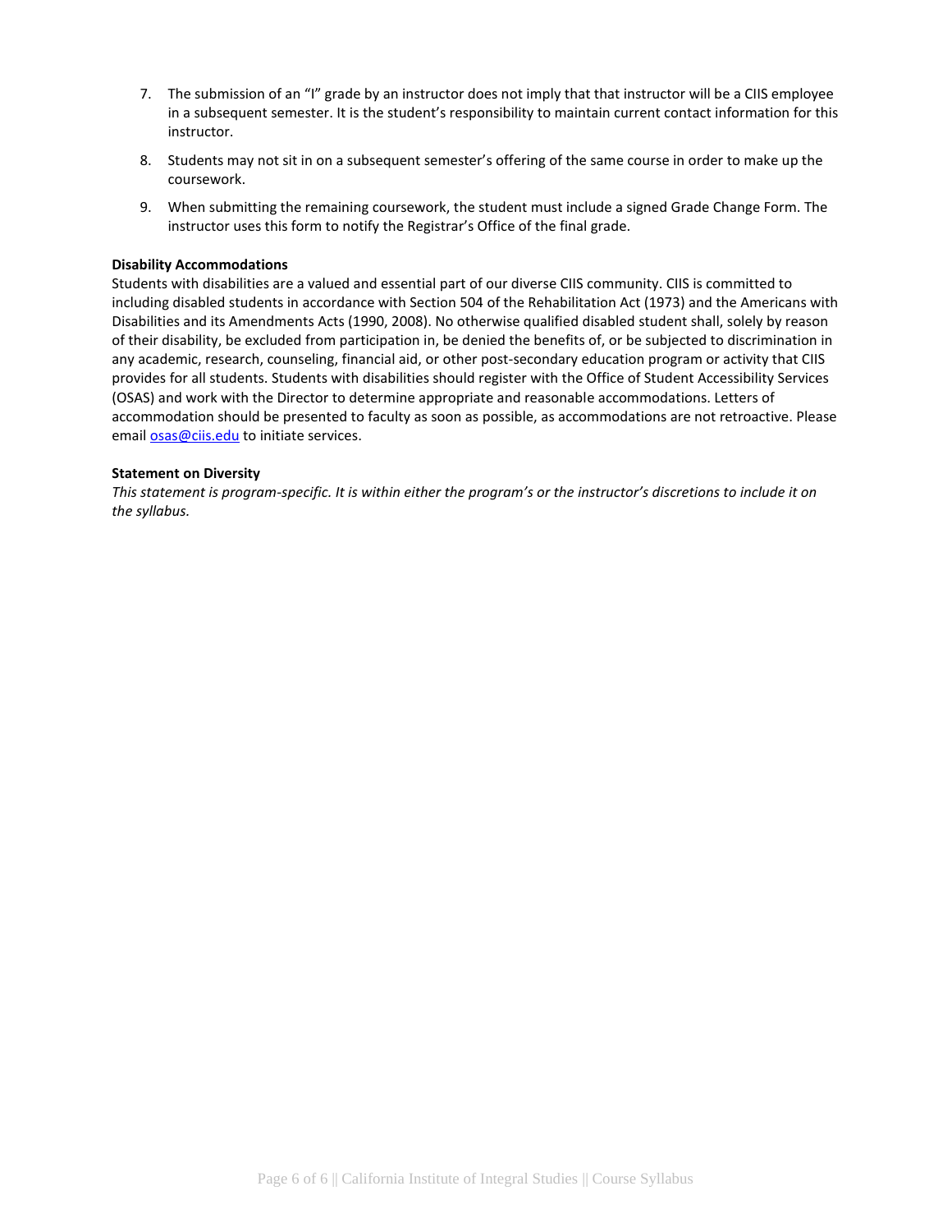7. The submission of an "I" grade by an instructor does not imply that that instructor will be a CIIS employee in a subsequent semester. It is the student's responsibility to maintain current contact information for this instructor.
8. Students may not sit in on a subsequent semester's offering of the same course in order to make up the coursework.
9. When submitting the remaining coursework, the student must include a signed Grade Change Form. The instructor uses this form to notify the Registrar's Office of the final grade.

**Disability Accommodations**

Students with disabilities are a valued and essential part of our diverse CIIS community. CIIS is committed to including disabled students in accordance with Section 504 of the Rehabilitation Act (1973) and the Americans with Disabilities and its Amendments Acts (1990, 2008). No otherwise qualified disabled student shall, solely by reason of their disability, be excluded from participation in, be denied the benefits of, or be subjected to discrimination in any academic, research, counseling, financial aid, or other post-secondary education program or activity that CIIS provides for all students. Students with disabilities should register with the Office of Student Accessibility Services (OSAS) and work with the Director to determine appropriate and reasonable accommodations. Letters of accommodation should be presented to faculty as soon as possible, as accommodations are not retroactive. Please email [osas@ciis.edu](mailto:osas@ciis.edu) to initiate services.

**Statement on Diversity**

*This statement is program-specific. It is within either the program's or the instructor's discretions to include it on the syllabus.*